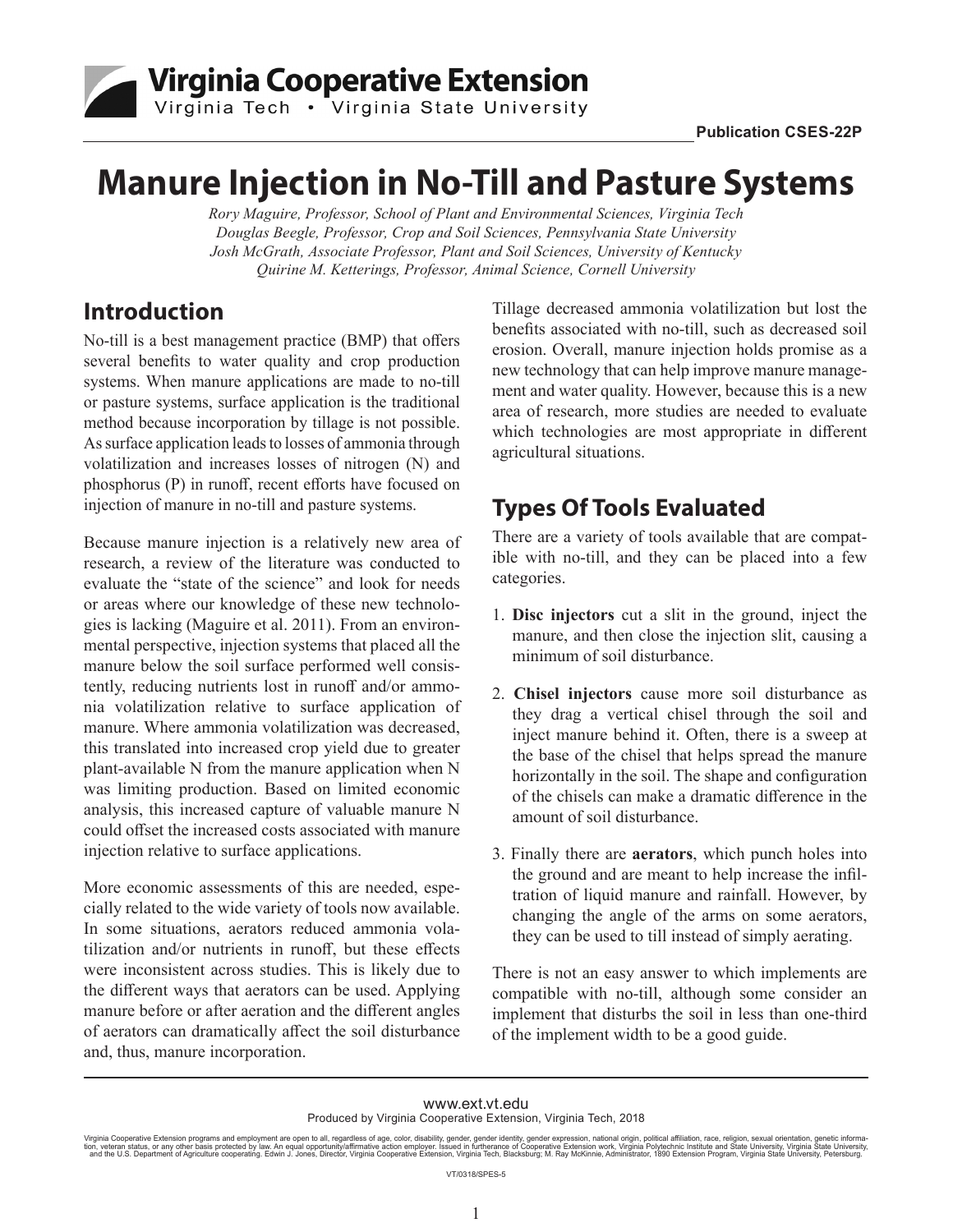Virginia Cooperative Extension
Virginia Tech • Virginia State University

Publication CSES-22P

# Manure Injection in No-Till and Pasture Systems

*Rory Maguire, Professor, School of Plant and Environmental Sciences, Virginia Tech*
*Douglas Beegle, Professor, Crop and Soil Sciences, Pennsylvania State University*
*Josh McGrath, Associate Professor, Plant and Soil Sciences, University of Kentucky*
*Quirine M. Ketterings, Professor, Animal Science, Cornell University*

## Introduction

No-till is a best management practice (BMP) that offers several benefits to water quality and crop production systems. When manure applications are made to no-till or pasture systems, surface application is the traditional method because incorporation by tillage is not possible. As surface application leads to losses of ammonia through volatilization and increases losses of nitrogen (N) and phosphorus (P) in runoff, recent efforts have focused on injection of manure in no-till and pasture systems.

Because manure injection is a relatively new area of research, a review of the literature was conducted to evaluate the "state of the science" and look for needs or areas where our knowledge of these new technologies is lacking (Maguire et al. 2011). From an environmental perspective, injection systems that placed all the manure below the soil surface performed well consistently, reducing nutrients lost in runoff and/or ammonia volatilization relative to surface application of manure. Where ammonia volatilization was decreased, this translated into increased crop yield due to greater plant-available N from the manure application when N was limiting production. Based on limited economic analysis, this increased capture of valuable manure N could offset the increased costs associated with manure injection relative to surface applications.

More economic assessments of this are needed, especially related to the wide variety of tools now available. In some situations, aerators reduced ammonia volatilization and/or nutrients in runoff, but these effects were inconsistent across studies. This is likely due to the different ways that aerators can be used. Applying manure before or after aeration and the different angles of aerators can dramatically affect the soil disturbance and, thus, manure incorporation.

Tillage decreased ammonia volatilization but lost the benefits associated with no-till, such as decreased soil erosion. Overall, manure injection holds promise as a new technology that can help improve manure management and water quality. However, because this is a new area of research, more studies are needed to evaluate which technologies are most appropriate in different agricultural situations.

## Types Of Tools Evaluated

There are a variety of tools available that are compatible with no-till, and they can be placed into a few categories.

1. **Disc injectors** cut a slit in the ground, inject the manure, and then close the injection slit, causing a minimum of soil disturbance.

2. **Chisel injectors** cause more soil disturbance as they drag a vertical chisel through the soil and inject manure behind it. Often, there is a sweep at the base of the chisel that helps spread the manure horizontally in the soil. The shape and configuration of the chisels can make a dramatic difference in the amount of soil disturbance.

3. Finally there are **aerators**, which punch holes into the ground and are meant to help increase the infiltration of liquid manure and rainfall. However, by changing the angle of the arms on some aerators, they can be used to till instead of simply aerating.

There is not an easy answer to which implements are compatible with no-till, although some consider an implement that disturbs the soil in less than one-third of the implement width to be a good guide.

www.ext.vt.edu
Produced by Virginia Cooperative Extension, Virginia Tech, 2018

Virginia Cooperative Extension programs and employment are open to all, regardless of age, color, disability, gender, gender identity, gender expression, national origin, political affiliation, race, religion, sexual orientation, genetic information, veteran status, or any other basis protected by law. An equal opportunity/affirmative action employer. Issued in furtherance of Cooperative Extension work, Virginia Polytechnic Institute and State University, Virginia State University, and the U.S. Department of Agriculture cooperating. Edwin J. Jones, Director, Virginia Cooperative Extension, Virginia Tech, Blacksburg; M. Ray McKinnie, Administrator, 1890 Extension Program, Virginia State University, Petersburg.

VT/0318/SPES-5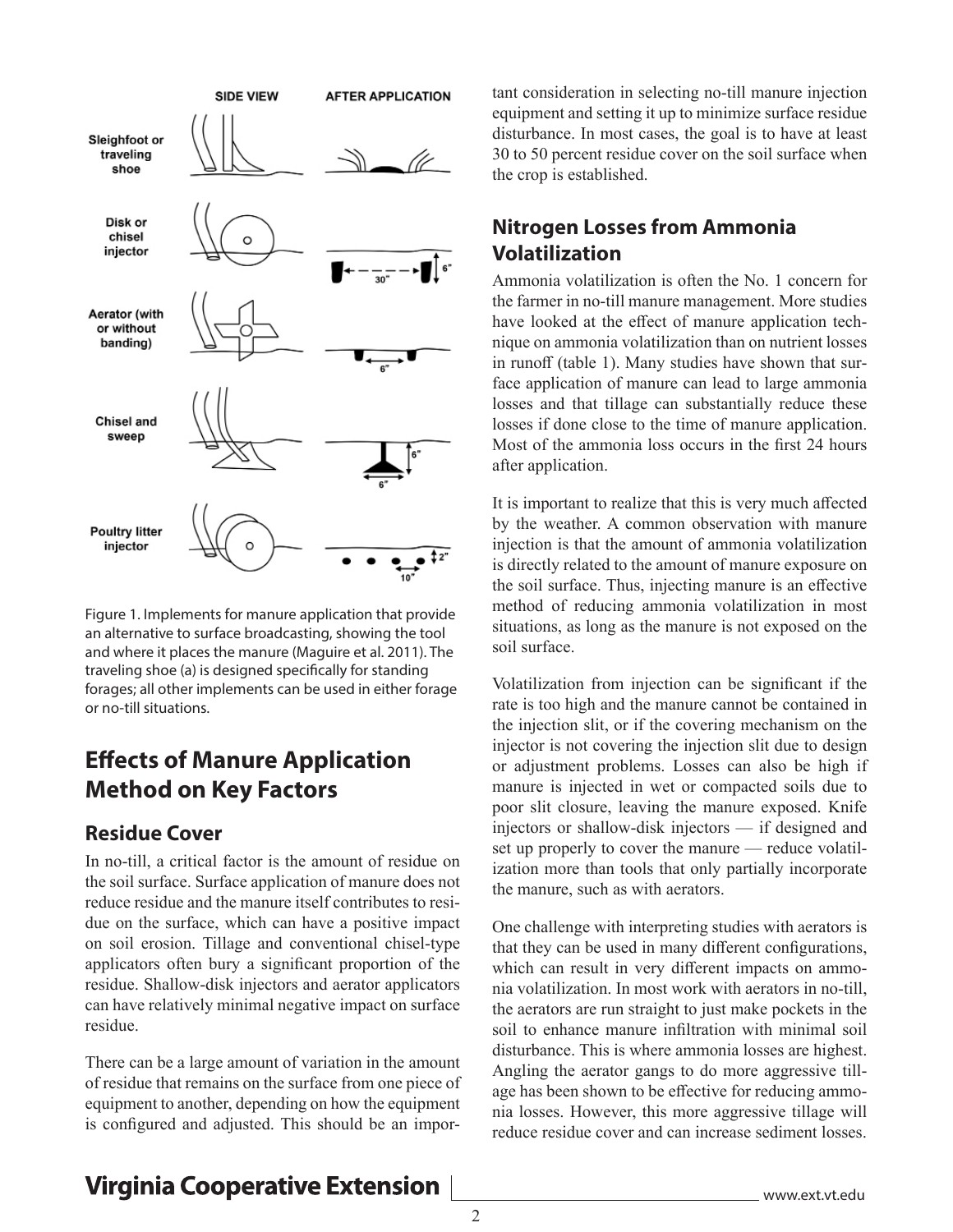Figure 1. Implements for manure application that provide an alternative to surface broadcasting, showing the tool and where it places the manure (Maguire et al. 2011). The traveling shoe (a) is designed specifically for standing forages; all other implements can be used in either forage or no-till situations.

# Effects of Manure Application Method on Key Factors

## Residue Cover

In no-till, a critical factor is the amount of residue on the soil surface. Surface application of manure does not reduce residue and the manure itself contributes to residue on the surface, which can have a positive impact on soil erosion. Tillage and conventional chisel-type applicators often bury a significant proportion of the residue. Shallow-disk injectors and aerator applicators can have relatively minimal negative impact on surface residue.

There can be a large amount of variation in the amount of residue that remains on the surface from one piece of equipment to another, depending on how the equipment is configured and adjusted. This should be an important consideration in selecting no-till manure injection equipment and setting it up to minimize surface residue disturbance. In most cases, the goal is to have at least 30 to 50 percent residue cover on the soil surface when the crop is established.

## Nitrogen Losses from Ammonia Volatilization

Ammonia volatilization is often the No. 1 concern for the farmer in no-till manure management. More studies have looked at the effect of manure application technique on ammonia volatilization than on nutrient losses in runoff (table 1). Many studies have shown that surface application of manure can lead to large ammonia losses and that tillage can substantially reduce these losses if done close to the time of manure application. Most of the ammonia loss occurs in the first 24 hours after application.

It is important to realize that this is very much affected by the weather. A common observation with manure injection is that the amount of ammonia volatilization is directly related to the amount of manure exposure on the soil surface. Thus, injecting manure is an effective method of reducing ammonia volatilization in most situations, as long as the manure is not exposed on the soil surface.

Volatilization from injection can be significant if the rate is too high and the manure cannot be contained in the injection slit, or if the covering mechanism on the injector is not covering the injection slit due to design or adjustment problems. Losses can also be high if manure is injected in wet or compacted soils due to poor slit closure, leaving the manure exposed. Knife injectors or shallow-disk injectors — if designed and set up properly to cover the manure — reduce volatilization more than tools that only partially incorporate the manure, such as with aerators.

One challenge with interpreting studies with aerators is that they can be used in many different configurations, which can result in very different impacts on ammonia volatilization. In most work with aerators in no-till, the aerators are run straight to just make pockets in the soil to enhance manure infiltration with minimal soil disturbance. This is where ammonia losses are highest. Angling the aerator gangs to do more aggressive tillage has been shown to be effective for reducing ammonia losses. However, this more aggressive tillage will reduce residue cover and can increase sediment losses.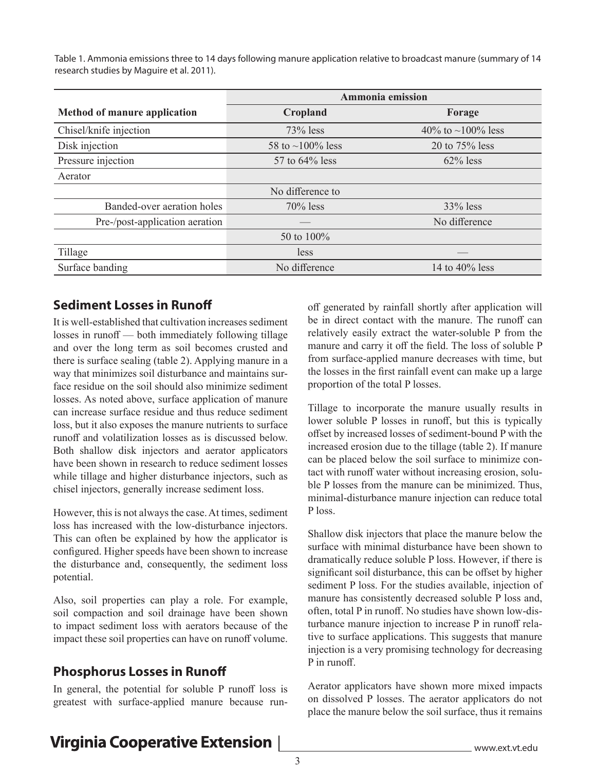Table 1. Ammonia emissions three to 14 days following manure application relative to broadcast manure (summary of 14 research studies by Maguire et al. 2011).

| Method of manure application | Ammonia emission | |
|---|---|---|
| | **Cropland** | **Forage** |
| Chisel/knife injection | 73% less | 40% to ~100% less |
| Disk injection | 58 to ~100% less | 20 to 75% less |
| Pressure injection | 57 to 64% less | 62% less |
| Aerator | | |
| Banded-over aeration holes | No difference to 70% less | 33% less |
| Pre-/post-application aeration | — | No difference |
| Tillage | 50 to 100% less | — |
| Surface banding | No difference | 14 to 40% less |

## Sediment Losses in Runoff

It is well-established that cultivation increases sediment losses in runoff — both immediately following tillage and over the long term as soil becomes crusted and there is surface sealing (table 2). Applying manure in a way that minimizes soil disturbance and maintains surface residue on the soil should also minimize sediment losses. As noted above, surface application of manure can increase surface residue and thus reduce sediment loss, but it also exposes the manure nutrients to surface runoff and volatilization losses as is discussed below. Both shallow disk injectors and aerator applicators have been shown in research to reduce sediment losses while tillage and higher disturbance injectors, such as chisel injectors, generally increase sediment loss.

However, this is not always the case. At times, sediment loss has increased with the low-disturbance injectors. This can often be explained by how the applicator is configured. Higher speeds have been shown to increase the disturbance and, consequently, the sediment loss potential.

Also, soil properties can play a role. For example, soil compaction and soil drainage have been shown to impact sediment loss with aerators because of the impact these soil properties can have on runoff volume.

## Phosphorus Losses in Runoff

In general, the potential for soluble P runoff loss is greatest with surface-applied manure because runoff generated by rainfall shortly after application will be in direct contact with the manure. The runoff can relatively easily extract the water-soluble P from the manure and carry it off the field. The loss of soluble P from surface-applied manure decreases with time, but the losses in the first rainfall event can make up a large proportion of the total P losses.

Tillage to incorporate the manure usually results in lower soluble P losses in runoff, but this is typically offset by increased losses of sediment-bound P with the increased erosion due to the tillage (table 2). If manure can be placed below the soil surface to minimize contact with runoff water without increasing erosion, soluble P losses from the manure can be minimized. Thus, minimal-disturbance manure injection can reduce total P loss.

Shallow disk injectors that place the manure below the surface with minimal disturbance have been shown to dramatically reduce soluble P loss. However, if there is significant soil disturbance, this can be offset by higher sediment P loss. For the studies available, injection of manure has consistently decreased soluble P loss and, often, total P in runoff. No studies have shown low-disturbance manure injection to increase P in runoff relative to surface applications. This suggests that manure injection is a very promising technology for decreasing P in runoff.

Aerator applicators have shown more mixed impacts on dissolved P losses. The aerator applicators do not place the manure below the soil surface, thus it remains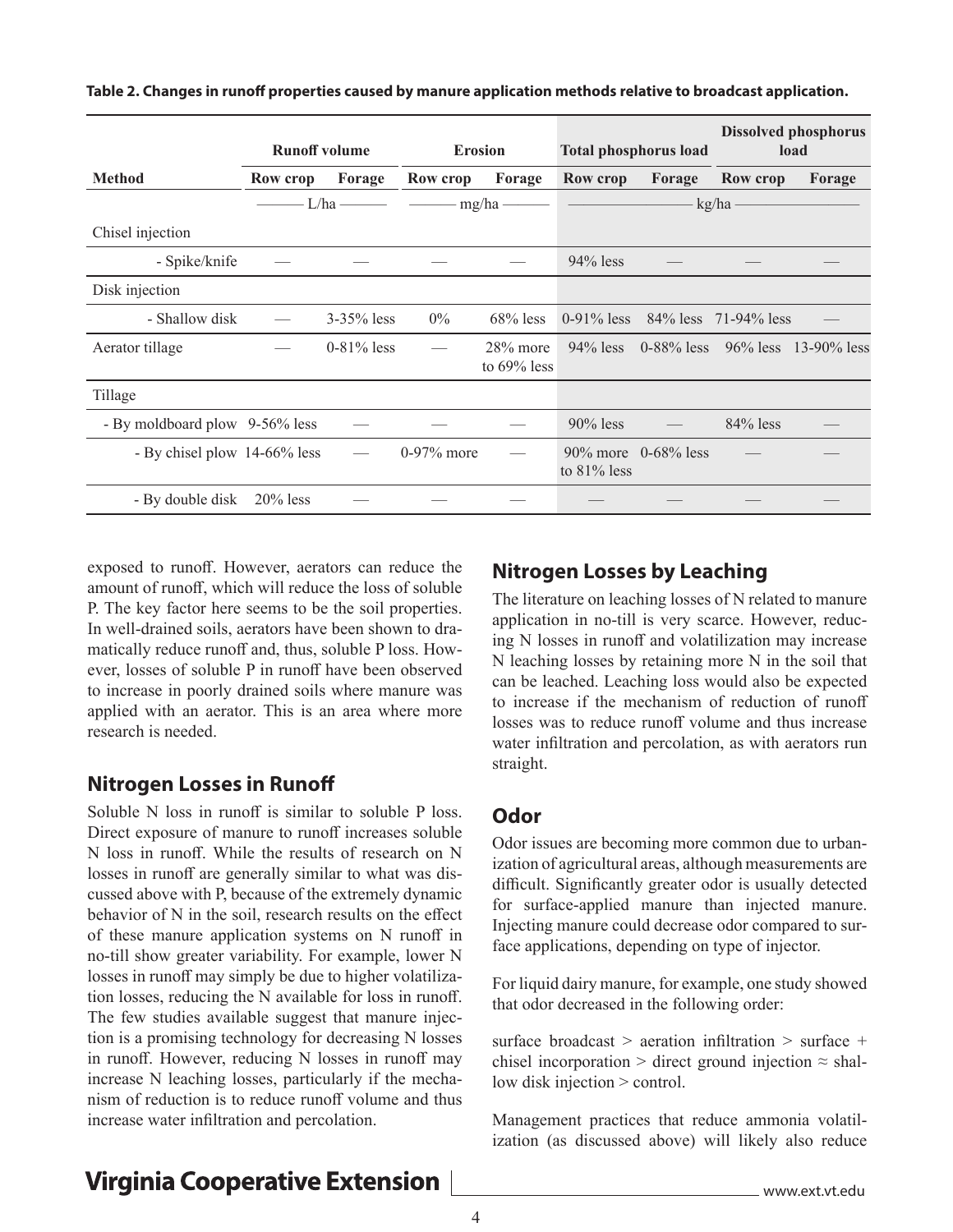**Table 2. Changes in runoff properties caused by manure application methods relative to broadcast application.**

| | Runoff volume | | Erosion | | Total phosphorus load | | Dissolved phosphorus load | |
|---|---|---|---|---|---|---|---|---|
| **Method** | **Row crop** | **Forage** | **Row crop** | **Forage** | **Row crop** | **Forage** | **Row crop** | **Forage** |
| | L/ha | | mg/ha | | kg/ha | | | |
| Chisel injection | | | | | | | | |
| - Spike/knife | — | — | — | — | 94% less | — | — | — |
| Disk injection | | | | | | | | |
| - Shallow disk | — | 3-35% less | 0% | 68% less | 0-91% less | 84% less | 71-94% less | — |
| Aerator tillage | — | 0-81% less | — | 28% more to 69% less | 94% less | 0-88% less | 96% less | 13-90% less |
| Tillage | | | | | | | | |
| - By moldboard plow | 9-56% less | — | — | — | 90% less | — | 84% less | — |
| - By chisel plow | 14-66% less | — | 0-97% more | — | 90% more to 81% less | 0-68% less | — | — |
| - By double disk | 20% less | — | — | — | — | — | — | — |

exposed to runoff. However, aerators can reduce the amount of runoff, which will reduce the loss of soluble P. The key factor here seems to be the soil properties. In well-drained soils, aerators have been shown to dramatically reduce runoff and, thus, soluble P loss. However, losses of soluble P in runoff have been observed to increase in poorly drained soils where manure was applied with an aerator. This is an area where more research is needed.

## Nitrogen Losses in Runoff

Soluble N loss in runoff is similar to soluble P loss. Direct exposure of manure to runoff increases soluble N loss in runoff. While the results of research on N losses in runoff are generally similar to what was discussed above with P, because of the extremely dynamic behavior of N in the soil, research results on the effect of these manure application systems on N runoff in no-till show greater variability. For example, lower N losses in runoff may simply be due to higher volatilization losses, reducing the N available for loss in runoff. The few studies available suggest that manure injection is a promising technology for decreasing N losses in runoff. However, reducing N losses in runoff may increase N leaching losses, particularly if the mechanism of reduction is to reduce runoff volume and thus increase water infiltration and percolation.

## Nitrogen Losses by Leaching

The literature on leaching losses of N related to manure application in no-till is very scarce. However, reducing N losses in runoff and volatilization may increase N leaching losses by retaining more N in the soil that can be leached. Leaching loss would also be expected to increase if the mechanism of reduction of runoff losses was to reduce runoff volume and thus increase water infiltration and percolation, as with aerators run straight.

## Odor

Odor issues are becoming more common due to urbanization of agricultural areas, although measurements are difficult. Significantly greater odor is usually detected for surface-applied manure than injected manure. Injecting manure could decrease odor compared to surface applications, depending on type of injector.

For liquid dairy manure, for example, one study showed that odor decreased in the following order:

surface broadcast > aeration infiltration > surface + chisel incorporation > direct ground injection ≈ shallow disk injection > control.

Management practices that reduce ammonia volatilization (as discussed above) will likely also reduce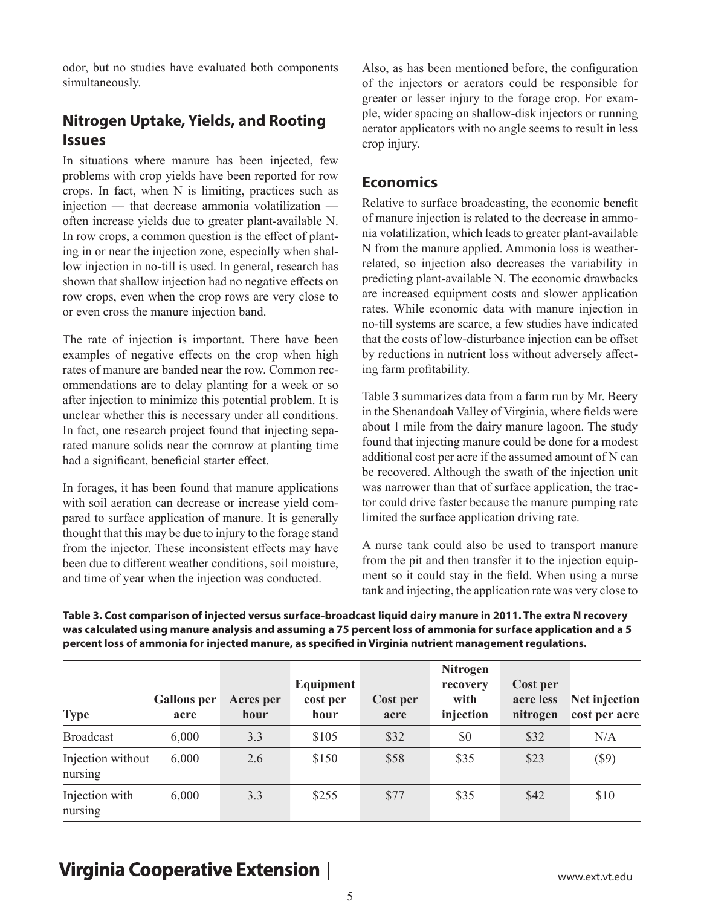odor, but no studies have evaluated both components simultaneously.

## Nitrogen Uptake, Yields, and Rooting Issues

In situations where manure has been injected, few problems with crop yields have been reported for row crops. In fact, when N is limiting, practices such as injection — that decrease ammonia volatilization — often increase yields due to greater plant-available N. In row crops, a common question is the effect of planting in or near the injection zone, especially when shallow injection in no-till is used. In general, research has shown that shallow injection had no negative effects on row crops, even when the crop rows are very close to or even cross the manure injection band.

The rate of injection is important. There have been examples of negative effects on the crop when high rates of manure are banded near the row. Common recommendations are to delay planting for a week or so after injection to minimize this potential problem. It is unclear whether this is necessary under all conditions. In fact, one research project found that injecting separated manure solids near the cornrow at planting time had a significant, beneficial starter effect.

In forages, it has been found that manure applications with soil aeration can decrease or increase yield compared to surface application of manure. It is generally thought that this may be due to injury to the forage stand from the injector. These inconsistent effects may have been due to different weather conditions, soil moisture, and time of year when the injection was conducted.

Also, as has been mentioned before, the configuration of the injectors or aerators could be responsible for greater or lesser injury to the forage crop. For example, wider spacing on shallow-disk injectors or running aerator applicators with no angle seems to result in less crop injury.

## Economics

Relative to surface broadcasting, the economic benefit of manure injection is related to the decrease in ammonia volatilization, which leads to greater plant-available N from the manure applied. Ammonia loss is weather-related, so injection also decreases the variability in predicting plant-available N. The economic drawbacks are increased equipment costs and slower application rates. While economic data with manure injection in no-till systems are scarce, a few studies have indicated that the costs of low-disturbance injection can be offset by reductions in nutrient loss without adversely affecting farm profitability.

Table 3 summarizes data from a farm run by Mr. Beery in the Shenandoah Valley of Virginia, where fields were about 1 mile from the dairy manure lagoon. The study found that injecting manure could be done for a modest additional cost per acre if the assumed amount of N can be recovered. Although the swath of the injection unit was narrower than that of surface application, the tractor could drive faster because the manure pumping rate limited the surface application driving rate.

A nurse tank could also be used to transport manure from the pit and then transfer it to the injection equipment so it could stay in the field. When using a nurse tank and injecting, the application rate was very close to

**Table 3. Cost comparison of injected versus surface-broadcast liquid dairy manure in 2011. The extra N recovery was calculated using manure analysis and assuming a 75 percent loss of ammonia for surface application and a 5 percent loss of ammonia for injected manure, as specified in Virginia nutrient management regulations.**

| Type | Gallons per acre | Acres per hour | Equipment cost per hour | Cost per acre | Nitrogen recovery with injection | Cost per acre less nitrogen | Net injection cost per acre |
|---|---|---|---|---|---|---|---|
| Broadcast | 6,000 | 3.3 | $105 | $32 | $0 | $32 | N/A |
| Injection without nursing | 6,000 | 2.6 | $150 | $58 | $35 | $23 | ($9) |
| Injection with nursing | 6,000 | 3.3 | $255 | $77 | $35 | $42 | $10 |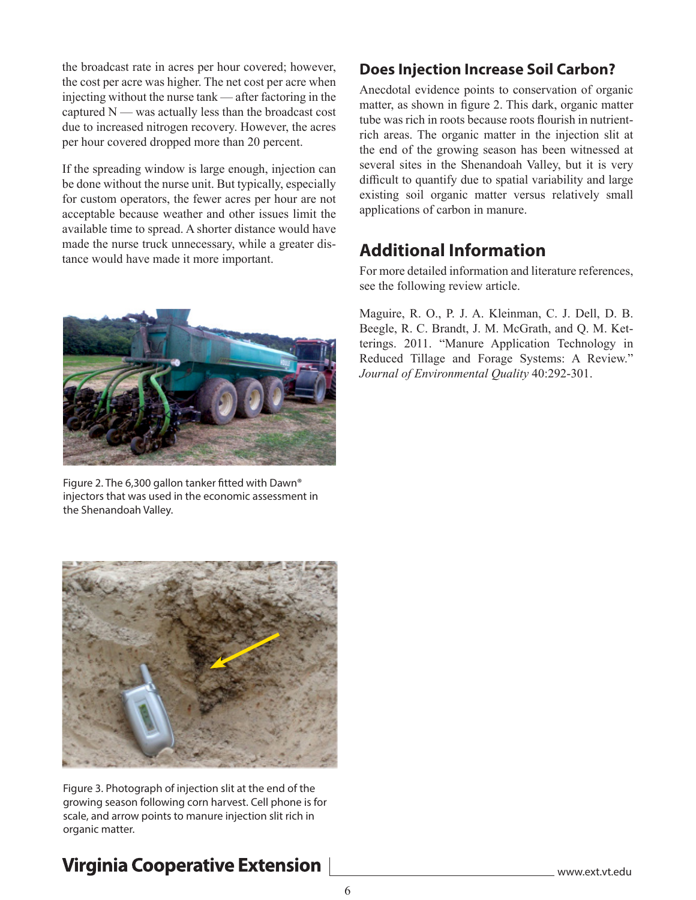the broadcast rate in acres per hour covered; however, the cost per acre was higher. The net cost per acre when injecting without the nurse tank — after factoring in the captured N — was actually less than the broadcast cost due to increased nitrogen recovery. However, the acres per hour covered dropped more than 20 percent.

If the spreading window is large enough, injection can be done without the nurse unit. But typically, especially for custom operators, the fewer acres per hour are not acceptable because weather and other issues limit the available time to spread. A shorter distance would have made the nurse truck unnecessary, while a greater distance would have made it more important.

Figure 2. The 6,300 gallon tanker fitted with Dawn® injectors that was used in the economic assessment in the Shenandoah Valley.

Figure 3. Photograph of injection slit at the end of the growing season following corn harvest. Cell phone is for scale, and arrow points to manure injection slit rich in organic matter.

## Does Injection Increase Soil Carbon?

Anecdotal evidence points to conservation of organic matter, as shown in figure 2. This dark, organic matter tube was rich in roots because roots flourish in nutrient-rich areas. The organic matter in the injection slit at the end of the growing season has been witnessed at several sites in the Shenandoah Valley, but it is very difficult to quantify due to spatial variability and large existing soil organic matter versus relatively small applications of carbon in manure.

## Additional Information

For more detailed information and literature references, see the following review article.

Maguire, R. O., P. J. A. Kleinman, C. J. Dell, D. B. Beegle, R. C. Brandt, J. M. McGrath, and Q. M. Ketterings. 2011. "Manure Application Technology in Reduced Tillage and Forage Systems: A Review." *Journal of Environmental Quality* 40:292-301.